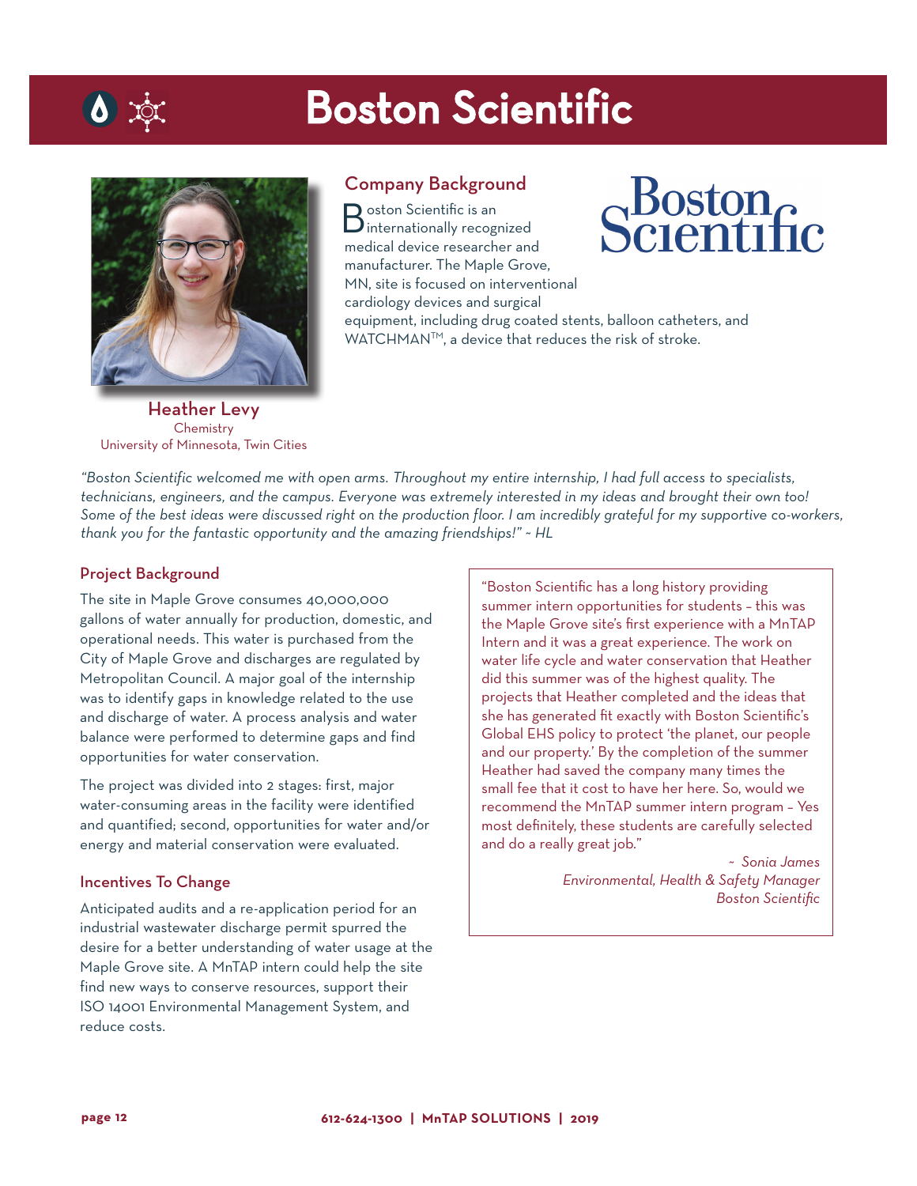# Boston Scientific

**Heather Levy**
Chemistry
University of Minnesota, Twin Cities

## Company Background

Boston Scientific is an internationally recognized medical device researcher and manufacturer. The Maple Grove, MN, site is focused on interventional cardiology devices and surgical equipment, including drug coated stents, balloon catheters, and WATCHMAN™, a device that reduces the risk of stroke.

*"Boston Scientific welcomed me with open arms. Throughout my entire internship, I had full access to specialists, technicians, engineers, and the campus. Everyone was extremely interested in my ideas and brought their own too! Some of the best ideas were discussed right on the production floor. I am incredibly grateful for my supportive co-workers, thank you for the fantastic opportunity and the amazing friendships!" ~ HL*

## Project Background

The site in Maple Grove consumes 40,000,000 gallons of water annually for production, domestic, and operational needs. This water is purchased from the City of Maple Grove and discharges are regulated by Metropolitan Council. A major goal of the internship was to identify gaps in knowledge related to the use and discharge of water. A process analysis and water balance were performed to determine gaps and find opportunities for water conservation.

The project was divided into 2 stages: first, major water-consuming areas in the facility were identified and quantified; second, opportunities for water and/or energy and material conservation were evaluated.

## Incentives To Change

Anticipated audits and a re-application period for an industrial wastewater discharge permit spurred the desire for a better understanding of water usage at the Maple Grove site. A MnTAP intern could help the site find new ways to conserve resources, support their ISO 14001 Environmental Management System, and reduce costs.

"Boston Scientific has a long history providing summer intern opportunities for students – this was the Maple Grove site's first experience with a MnTAP Intern and it was a great experience. The work on water life cycle and water conservation that Heather did this summer was of the highest quality. The projects that Heather completed and the ideas that she has generated fit exactly with Boston Scientific's Global EHS policy to protect 'the planet, our people and our property.' By the completion of the summer Heather had saved the company many times the small fee that it cost to have her here. So, would we recommend the MnTAP summer intern program – Yes most definitely, these students are carefully selected and do a really great job."

*~ Sonia James*
*Environmental, Health & Safety Manager*
*Boston Scientific*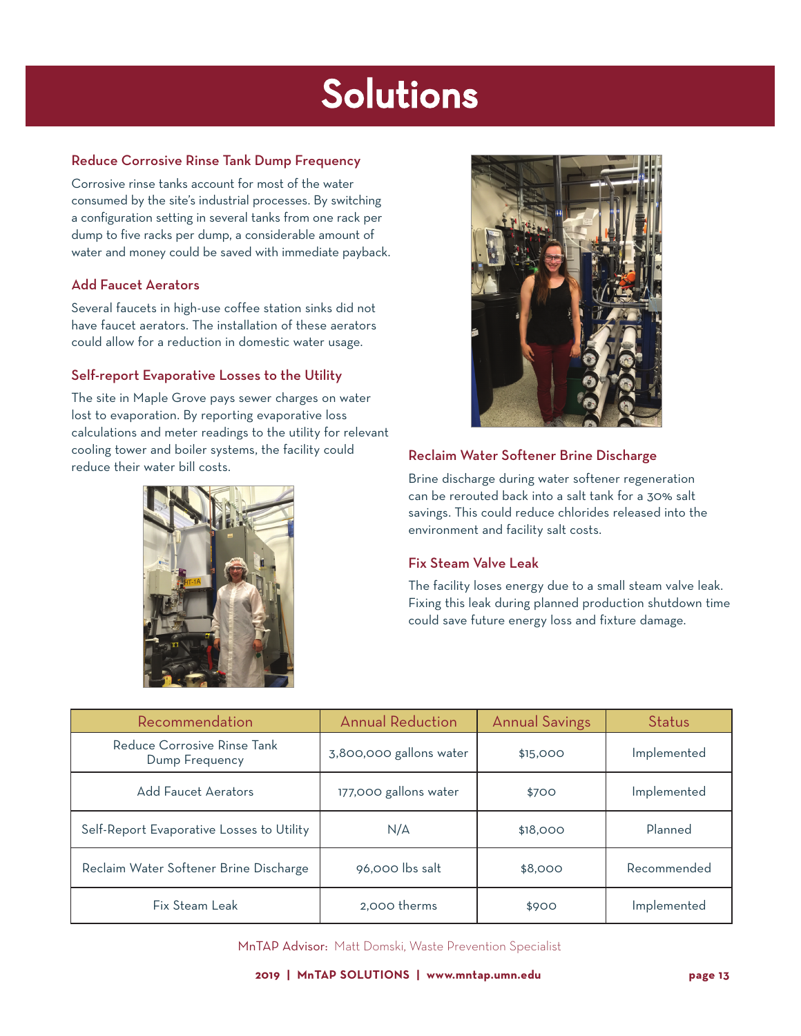# Solutions

### Reduce Corrosive Rinse Tank Dump Frequency

Corrosive rinse tanks account for most of the water consumed by the site's industrial processes. By switching a configuration setting in several tanks from one rack per dump to five racks per dump, a considerable amount of water and money could be saved with immediate payback.

### Add Faucet Aerators

Several faucets in high-use coffee station sinks did not have faucet aerators. The installation of these aerators could allow for a reduction in domestic water usage.

### Self-report Evaporative Losses to the Utility

The site in Maple Grove pays sewer charges on water lost to evaporation. By reporting evaporative loss calculations and meter readings to the utility for relevant cooling tower and boiler systems, the facility could reduce their water bill costs.

### Reclaim Water Softener Brine Discharge

Brine discharge during water softener regeneration can be rerouted back into a salt tank for a 30% salt savings. This could reduce chlorides released into the environment and facility salt costs.

### Fix Steam Valve Leak

The facility loses energy due to a small steam valve leak. Fixing this leak during planned production shutdown time could save future energy loss and fixture damage.

| Recommendation | Annual Reduction | Annual Savings | Status |
| --- | --- | --- | --- |
| Reduce Corrosive Rinse Tank Dump Frequency | 3,800,000 gallons water | $15,000 | Implemented |
| Add Faucet Aerators | 177,000 gallons water | $700 | Implemented |
| Self-Report Evaporative Losses to Utility | N/A | $18,000 | Planned |
| Reclaim Water Softener Brine Discharge | 96,000 lbs salt | $8,000 | Recommended |
| Fix Steam Leak | 2,000 therms | $900 | Implemented |

MnTAP Advisor: Matt Domski, Waste Prevention Specialist